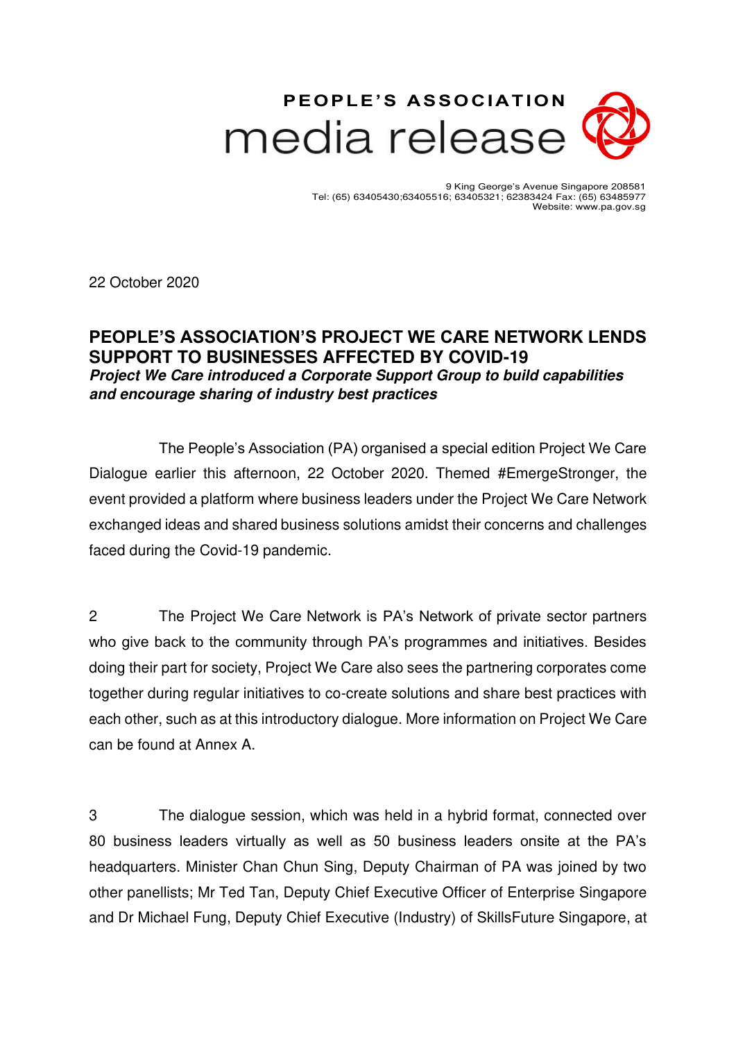**PEOPLE'S ASSOCIATION**
**media release**

9 King George's Avenue Singapore 208581
Tel: (65) 63405430;63405516; 63405321; 62383424 Fax: (65) 63485977
Website: www.pa.gov.sg

22 October 2020

# PEOPLE'S ASSOCIATION'S PROJECT WE CARE NETWORK LENDS SUPPORT TO BUSINESSES AFFECTED BY COVID-19

***Project We Care introduced a Corporate Support Group to build capabilities and encourage sharing of industry best practices***

The People's Association (PA) organised a special edition Project We Care Dialogue earlier this afternoon, 22 October 2020. Themed #EmergeStronger, the event provided a platform where business leaders under the Project We Care Network exchanged ideas and shared business solutions amidst their concerns and challenges faced during the Covid-19 pandemic.

2 The Project We Care Network is PA's Network of private sector partners who give back to the community through PA's programmes and initiatives. Besides doing their part for society, Project We Care also sees the partnering corporates come together during regular initiatives to co-create solutions and share best practices with each other, such as at this introductory dialogue. More information on Project We Care can be found at Annex A.

3 The dialogue session, which was held in a hybrid format, connected over 80 business leaders virtually as well as 50 business leaders onsite at the PA's headquarters. Minister Chan Chun Sing, Deputy Chairman of PA was joined by two other panellists; Mr Ted Tan, Deputy Chief Executive Officer of Enterprise Singapore and Dr Michael Fung, Deputy Chief Executive (Industry) of SkillsFuture Singapore, at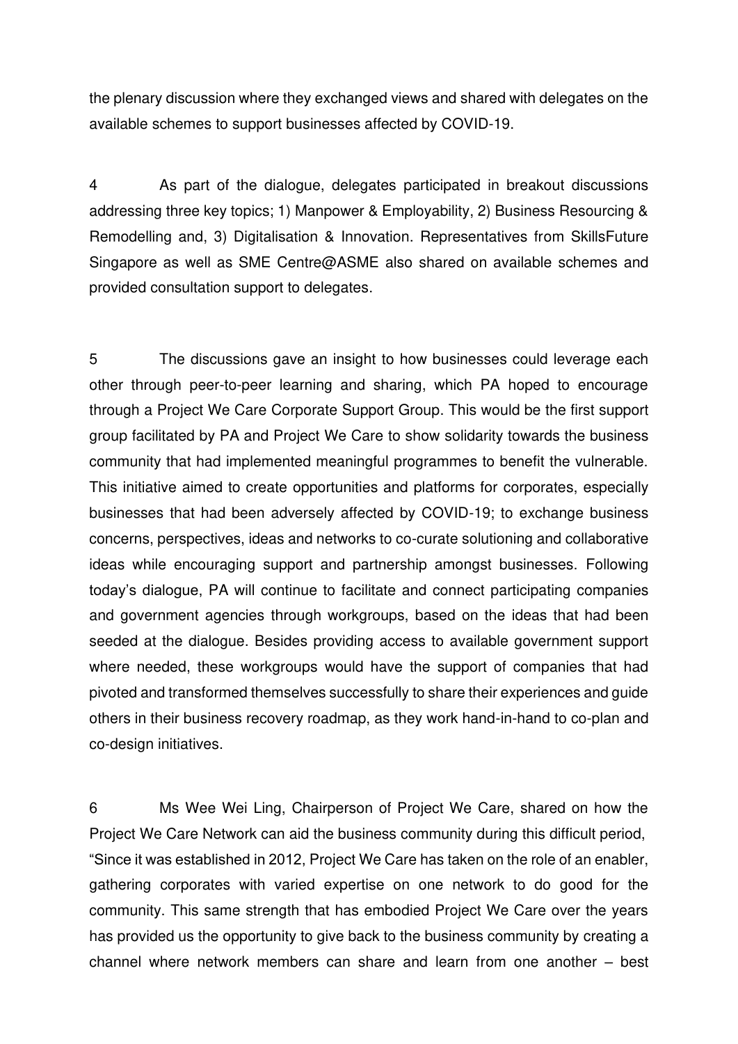the plenary discussion where they exchanged views and shared with delegates on the available schemes to support businesses affected by COVID-19.

4 As part of the dialogue, delegates participated in breakout discussions addressing three key topics; 1) Manpower & Employability, 2) Business Resourcing & Remodelling and, 3) Digitalisation & Innovation. Representatives from SkillsFuture Singapore as well as SME Centre@ASME also shared on available schemes and provided consultation support to delegates.

5 The discussions gave an insight to how businesses could leverage each other through peer-to-peer learning and sharing, which PA hoped to encourage through a Project We Care Corporate Support Group. This would be the first support group facilitated by PA and Project We Care to show solidarity towards the business community that had implemented meaningful programmes to benefit the vulnerable. This initiative aimed to create opportunities and platforms for corporates, especially businesses that had been adversely affected by COVID-19; to exchange business concerns, perspectives, ideas and networks to co-curate solutioning and collaborative ideas while encouraging support and partnership amongst businesses. Following today's dialogue, PA will continue to facilitate and connect participating companies and government agencies through workgroups, based on the ideas that had been seeded at the dialogue. Besides providing access to available government support where needed, these workgroups would have the support of companies that had pivoted and transformed themselves successfully to share their experiences and guide others in their business recovery roadmap, as they work hand-in-hand to co-plan and co-design initiatives.

6 Ms Wee Wei Ling, Chairperson of Project We Care, shared on how the Project We Care Network can aid the business community during this difficult period, "Since it was established in 2012, Project We Care has taken on the role of an enabler, gathering corporates with varied expertise on one network to do good for the community. This same strength that has embodied Project We Care over the years has provided us the opportunity to give back to the business community by creating a channel where network members can share and learn from one another – best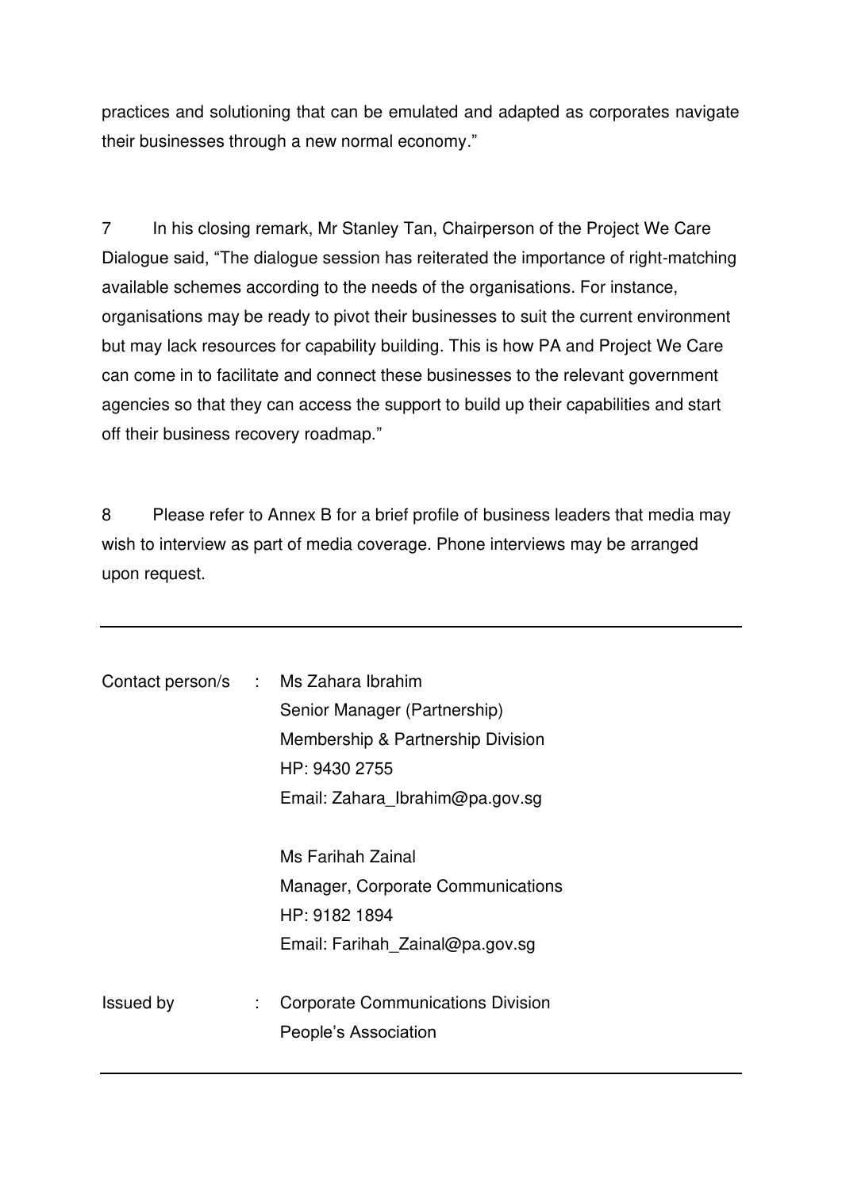practices and solutioning that can be emulated and adapted as corporates navigate their businesses through a new normal economy."

7 In his closing remark, Mr Stanley Tan, Chairperson of the Project We Care Dialogue said, "The dialogue session has reiterated the importance of right-matching available schemes according to the needs of the organisations. For instance, organisations may be ready to pivot their businesses to suit the current environment but may lack resources for capability building. This is how PA and Project We Care can come in to facilitate and connect these businesses to the relevant government agencies so that they can access the support to build up their capabilities and start off their business recovery roadmap."

8 Please refer to Annex B for a brief profile of business leaders that media may wish to interview as part of media coverage. Phone interviews may be arranged upon request.

---

| | | |
|---|---|---|
| Contact person/s | : | Ms Zahara Ibrahim<br>Senior Manager (Partnership)<br>Membership & Partnership Division<br>HP: 9430 2755<br>Email: Zahara_Ibrahim@pa.gov.sg<br><br>Ms Farihah Zainal<br>Manager, Corporate Communications<br>HP: 9182 1894<br>Email: Farihah_Zainal@pa.gov.sg |
| Issued by | : | Corporate Communications Division<br>People's Association |

---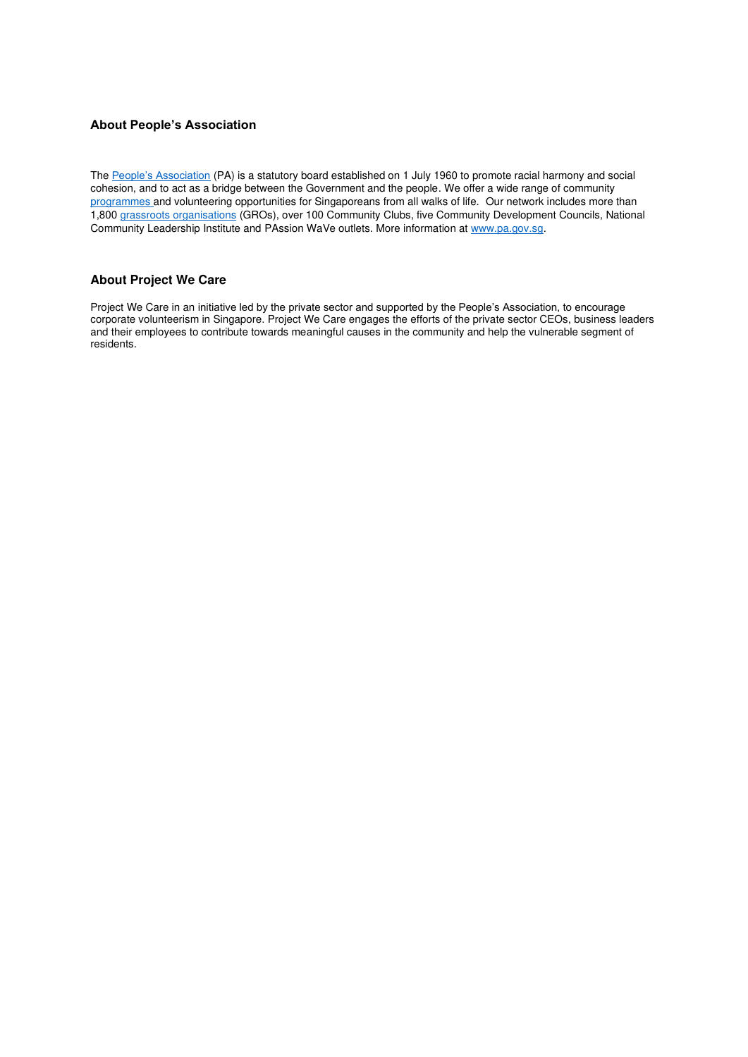### About People's Association

The People's Association (PA) is a statutory board established on 1 July 1960 to promote racial harmony and social cohesion, and to act as a bridge between the Government and the people. We offer a wide range of community programmes and volunteering opportunities for Singaporeans from all walks of life. Our network includes more than 1,800 grassroots organisations (GROs), over 100 Community Clubs, five Community Development Councils, National Community Leadership Institute and PAssion WaVe outlets. More information at www.pa.gov.sg.

### About Project We Care

Project We Care in an initiative led by the private sector and supported by the People's Association, to encourage corporate volunteerism in Singapore. Project We Care engages the efforts of the private sector CEOs, business leaders and their employees to contribute towards meaningful causes in the community and help the vulnerable segment of residents.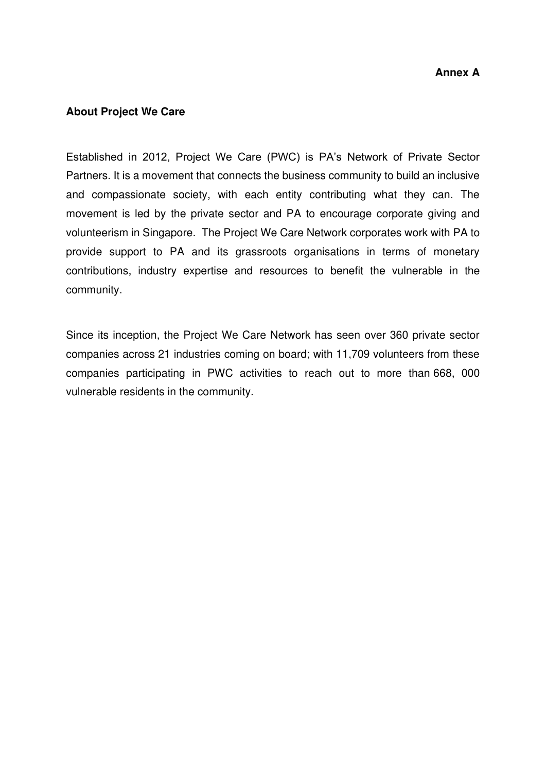**Annex A**

**About Project We Care**

Established in 2012, Project We Care (PWC) is PA's Network of Private Sector Partners. It is a movement that connects the business community to build an inclusive and compassionate society, with each entity contributing what they can. The movement is led by the private sector and PA to encourage corporate giving and volunteerism in Singapore. The Project We Care Network corporates work with PA to provide support to PA and its grassroots organisations in terms of monetary contributions, industry expertise and resources to benefit the vulnerable in the community.

Since its inception, the Project We Care Network has seen over 360 private sector companies across 21 industries coming on board; with 11,709 volunteers from these companies participating in PWC activities to reach out to more than 668, 000 vulnerable residents in the community.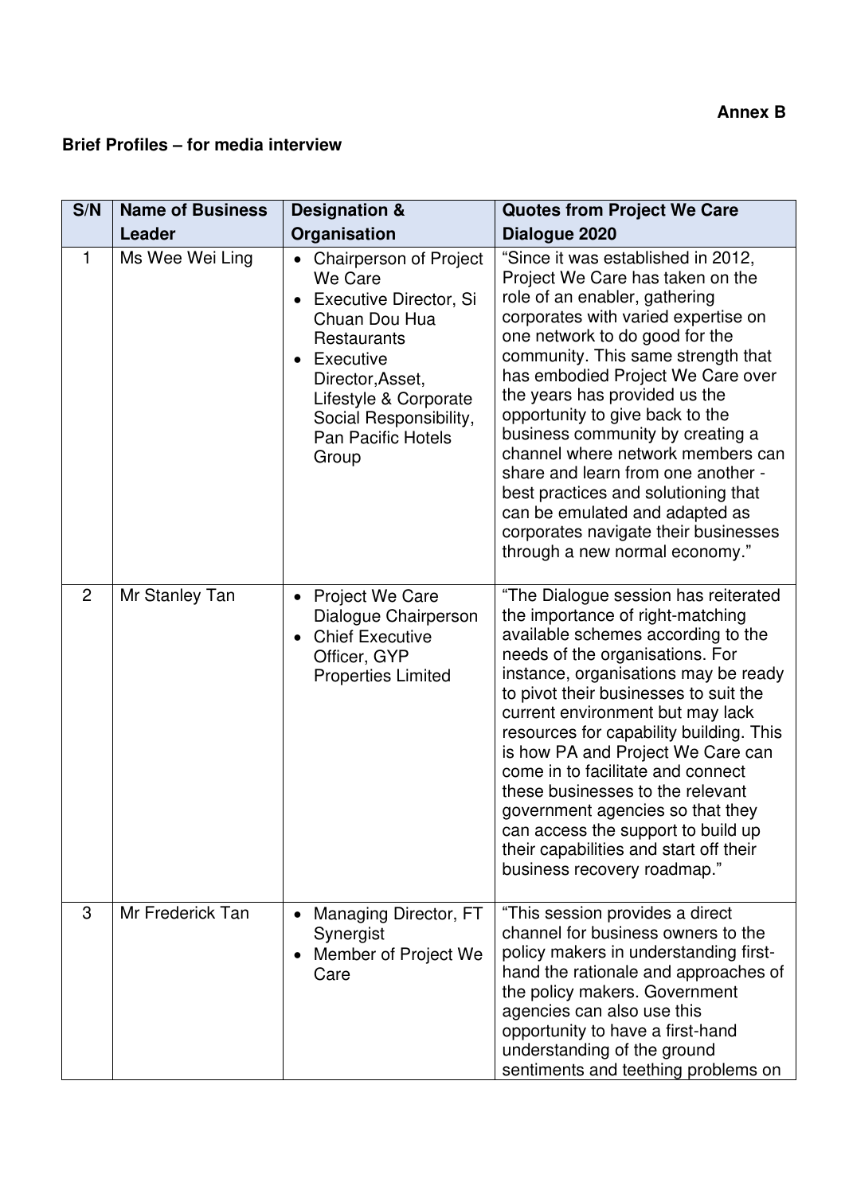**Annex B**

**Brief Profiles – for media interview**

| S/N | Name of Business Leader | Designation & Organisation | Quotes from Project We Care Dialogue 2020 |
|---|---|---|---|
| 1 | Ms Wee Wei Ling | • Chairperson of Project We Care<br>• Executive Director, Si Chuan Dou Hua Restaurants<br>• Executive Director,Asset, Lifestyle & Corporate Social Responsibility, Pan Pacific Hotels Group | "Since it was established in 2012, Project We Care has taken on the role of an enabler, gathering corporates with varied expertise on one network to do good for the community. This same strength that has embodied Project We Care over the years has provided us the opportunity to give back to the business community by creating a channel where network members can share and learn from one another - best practices and solutioning that can be emulated and adapted as corporates navigate their businesses through a new normal economy." |
| 2 | Mr Stanley Tan | • Project We Care Dialogue Chairperson<br>• Chief Executive Officer, GYP Properties Limited | "The Dialogue session has reiterated the importance of right-matching available schemes according to the needs of the organisations. For instance, organisations may be ready to pivot their businesses to suit the current environment but may lack resources for capability building. This is how PA and Project We Care can come in to facilitate and connect these businesses to the relevant government agencies so that they can access the support to build up their capabilities and start off their business recovery roadmap." |
| 3 | Mr Frederick Tan | • Managing Director, FT Synergist<br>• Member of Project We Care | "This session provides a direct channel for business owners to the policy makers in understanding first-hand the rationale and approaches of the policy makers. Government agencies can also use this opportunity to have a first-hand understanding of the ground sentiments and teething problems on |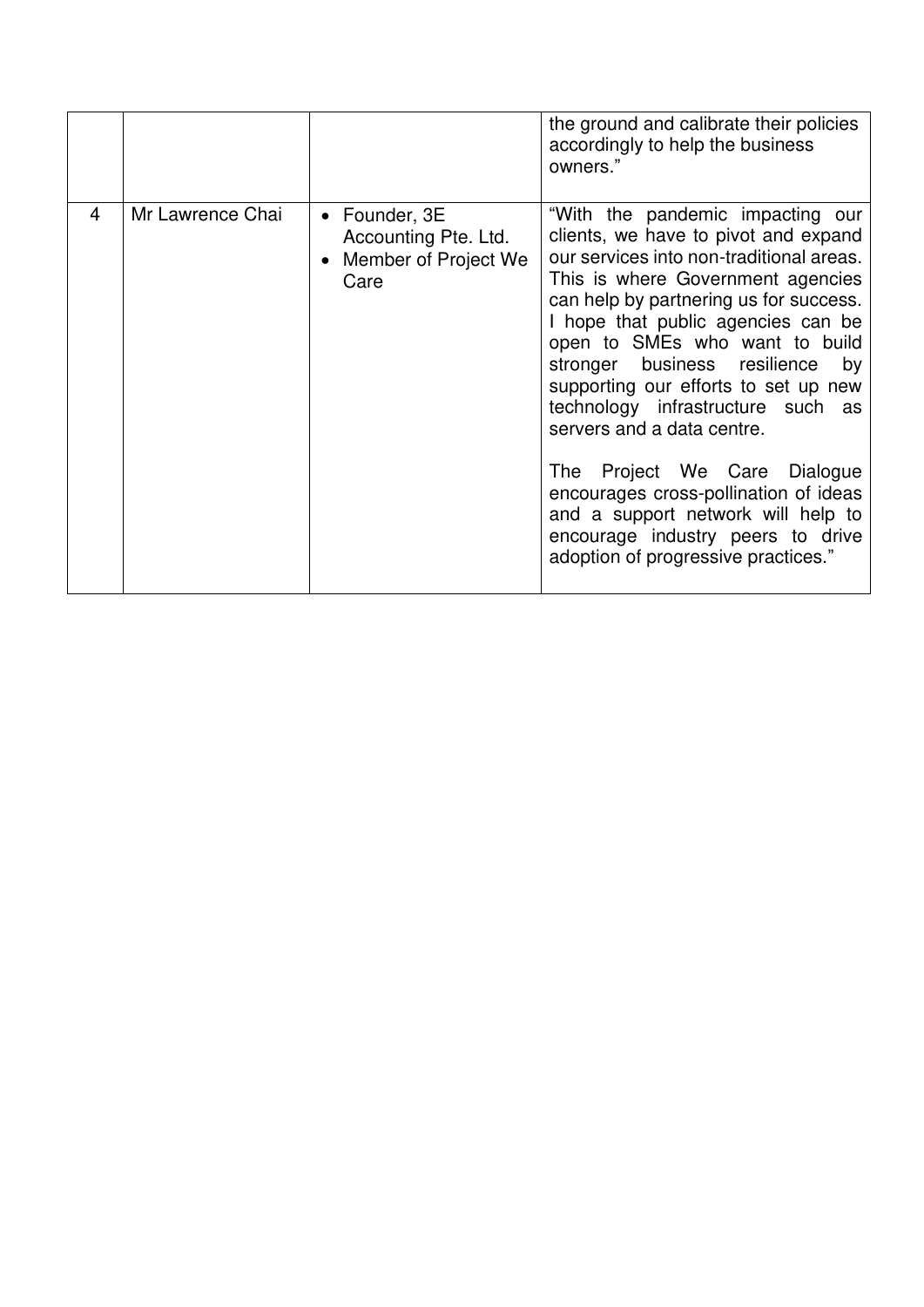| | | | |
|---|---|---|---|
| | | | the ground and calibrate their policies accordingly to help the business owners." |
| 4 | Mr Lawrence Chai | • Founder, 3E Accounting Pte. Ltd.<br>• Member of Project We Care | "With the pandemic impacting our clients, we have to pivot and expand our services into non-traditional areas. This is where Government agencies can help by partnering us for success. I hope that public agencies can be open to SMEs who want to build stronger business resilience by supporting our efforts to set up new technology infrastructure such as servers and a data centre.<br><br>The Project We Care Dialogue encourages cross-pollination of ideas and a support network will help to encourage industry peers to drive adoption of progressive practices." |